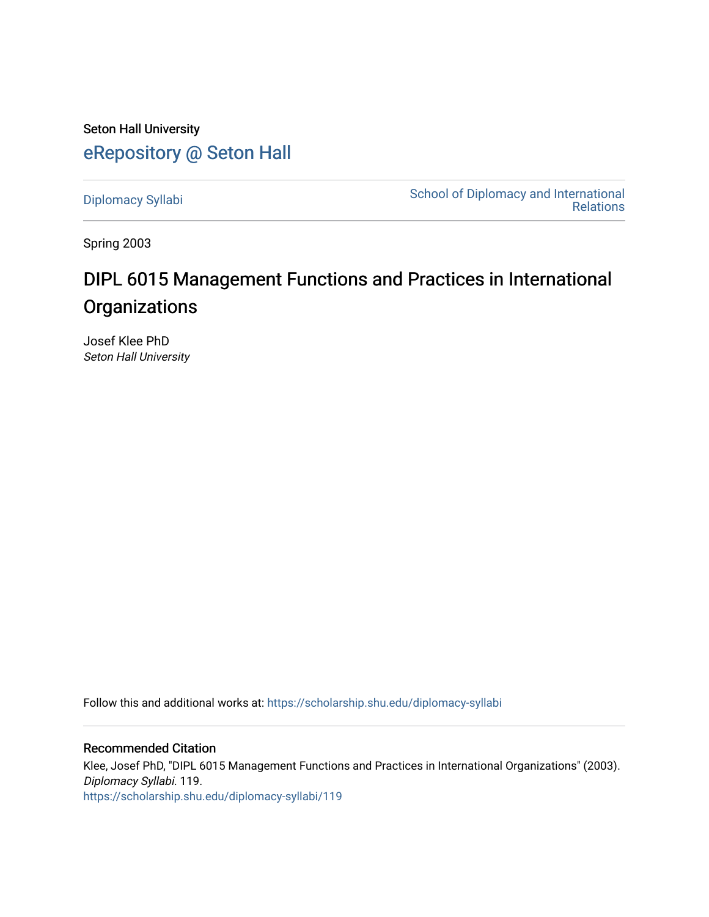Seton Hall University

# eRepository @ Seton Hall

Diplomacy Syllabi

School of Diplomacy and International Relations

Spring 2003

## DIPL 6015 Management Functions and Practices in International Organizations

Josef Klee PhD

*Seton Hall University*

Follow this and additional works at: https://scholarship.shu.edu/diplomacy-syllabi

### Recommended Citation

Klee, Josef PhD, "DIPL 6015 Management Functions and Practices in International Organizations" (2003). *Diplomacy Syllabi*. 119.

https://scholarship.shu.edu/diplomacy-syllabi/119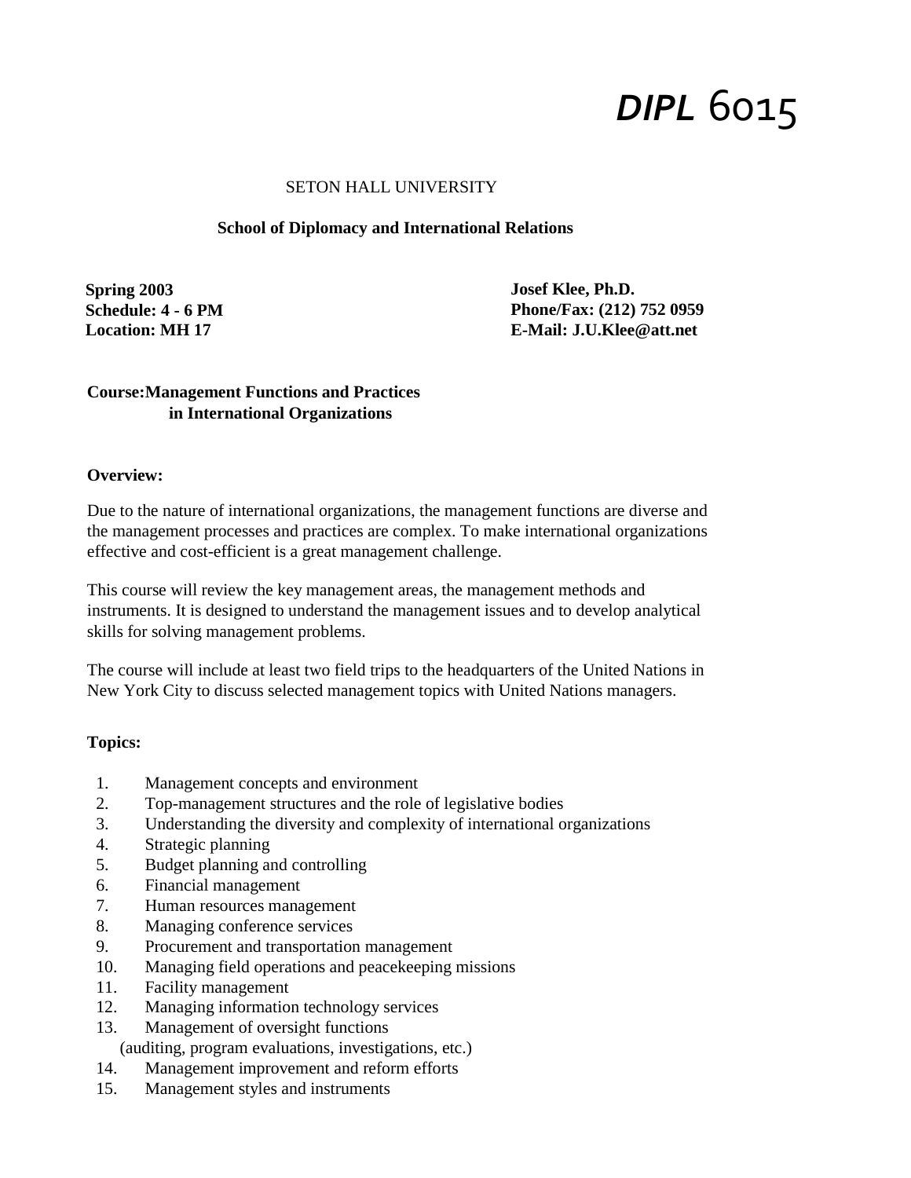# *DIPL* 6015

SETON HALL UNIVERSITY

**School of Diplomacy and International Relations**

**Spring 2003**
**Schedule: 4 - 6 PM**
**Location: MH 17**

**Josef Klee, Ph.D.**
**Phone/Fax: (212) 752 0959**
**E-Mail: J.U.Klee@att.net**

**Course:Management Functions and Practices in International Organizations**

**Overview:**

Due to the nature of international organizations, the management functions are diverse and the management processes and practices are complex. To make international organizations effective and cost-efficient is a great management challenge.

This course will review the key management areas, the management methods and instruments. It is designed to understand the management issues and to develop analytical skills for solving management problems.

The course will include at least two field trips to the headquarters of the United Nations in New York City to discuss selected management topics with United Nations managers.

**Topics:**

1. Management concepts and environment
2. Top-management structures and the role of legislative bodies
3. Understanding the diversity and complexity of international organizations
4. Strategic planning
5. Budget planning and controlling
6. Financial management
7. Human resources management
8. Managing conference services
9. Procurement and transportation management
10. Managing field operations and peacekeeping missions
11. Facility management
12. Managing information technology services
13. Management of oversight functions
    (auditing, program evaluations, investigations, etc.)
14. Management improvement and reform efforts
15. Management styles and instruments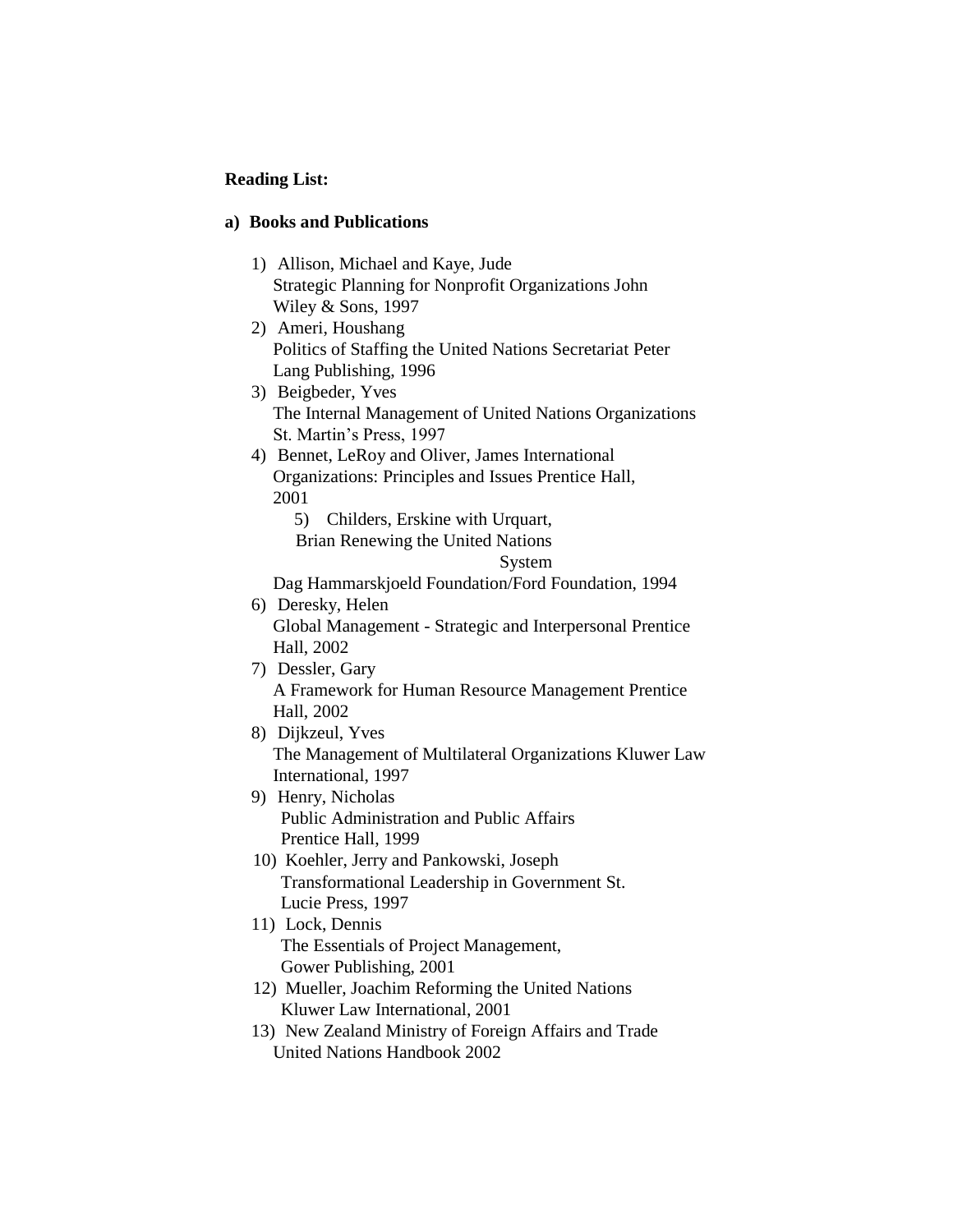**Reading List:**

**a) Books and Publications**

1) Allison, Michael and Kaye, Jude
   Strategic Planning for Nonprofit Organizations John Wiley & Sons, 1997
2) Ameri, Houshang
   Politics of Staffing the United Nations Secretariat Peter Lang Publishing, 1996
3) Beigbeder, Yves
   The Internal Management of United Nations Organizations St. Martin's Press, 1997
4) Bennet, LeRoy and Oliver, James International Organizations: Principles and Issues Prentice Hall, 2001
5) Childers, Erskine with Urquart, Brian Renewing the United Nations System
   Dag Hammarskjoeld Foundation/Ford Foundation, 1994
6) Deresky, Helen
   Global Management - Strategic and Interpersonal Prentice Hall, 2002
7) Dessler, Gary
   A Framework for Human Resource Management Prentice Hall, 2002
8) Dijkzeul, Yves
   The Management of Multilateral Organizations Kluwer Law International, 1997
9) Henry, Nicholas
   Public Administration and Public Affairs
   Prentice Hall, 1999
10) Koehler, Jerry and Pankowski, Joseph
    Transformational Leadership in Government St. Lucie Press, 1997
11) Lock, Dennis
    The Essentials of Project Management,
    Gower Publishing, 2001
12) Mueller, Joachim Reforming the United Nations
    Kluwer Law International, 2001
13) New Zealand Ministry of Foreign Affairs and Trade
    United Nations Handbook 2002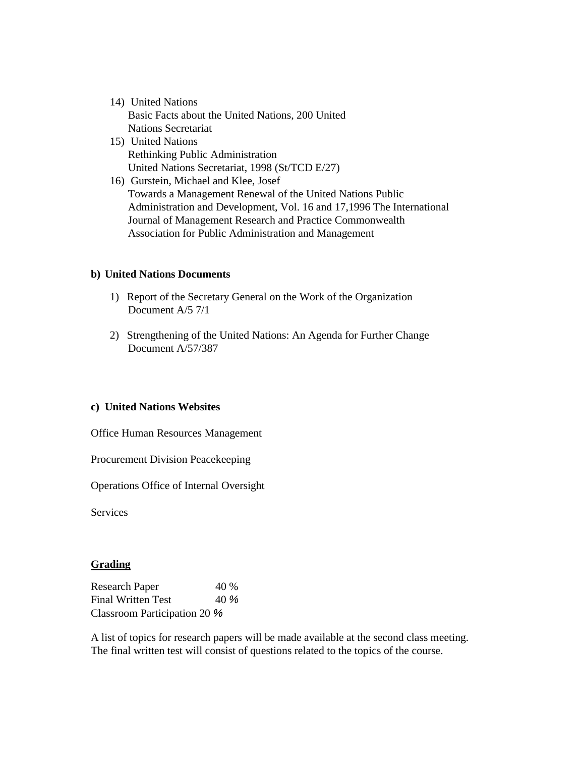14) United Nations
    Basic Facts about the United Nations, 200 United
    Nations Secretariat

15) United Nations
    Rethinking Public Administration
    United Nations Secretariat, 1998 (St/TCD E/27)

16) Gurstein, Michael and Klee, Josef
    Towards a Management Renewal of the United Nations Public
    Administration and Development, Vol. 16 and 17,1996 The International
    Journal of Management Research and Practice Commonwealth
    Association for Public Administration and Management

**b) United Nations Documents**

1) Report of the Secretary General on the Work of the Organization
   Document A/5 7/1

2) Strengthening of the United Nations: An Agenda for Further Change
   Document A/57/387

**c) United Nations Websites**

Office Human Resources Management

Procurement Division Peacekeeping

Operations Office of Internal Oversight

Services

**Grading**

Research Paper 40 %
Final Written Test 40 %
Classroom Participation 20 %

A list of topics for research papers will be made available at the second class meeting.
The final written test will consist of questions related to the topics of the course.